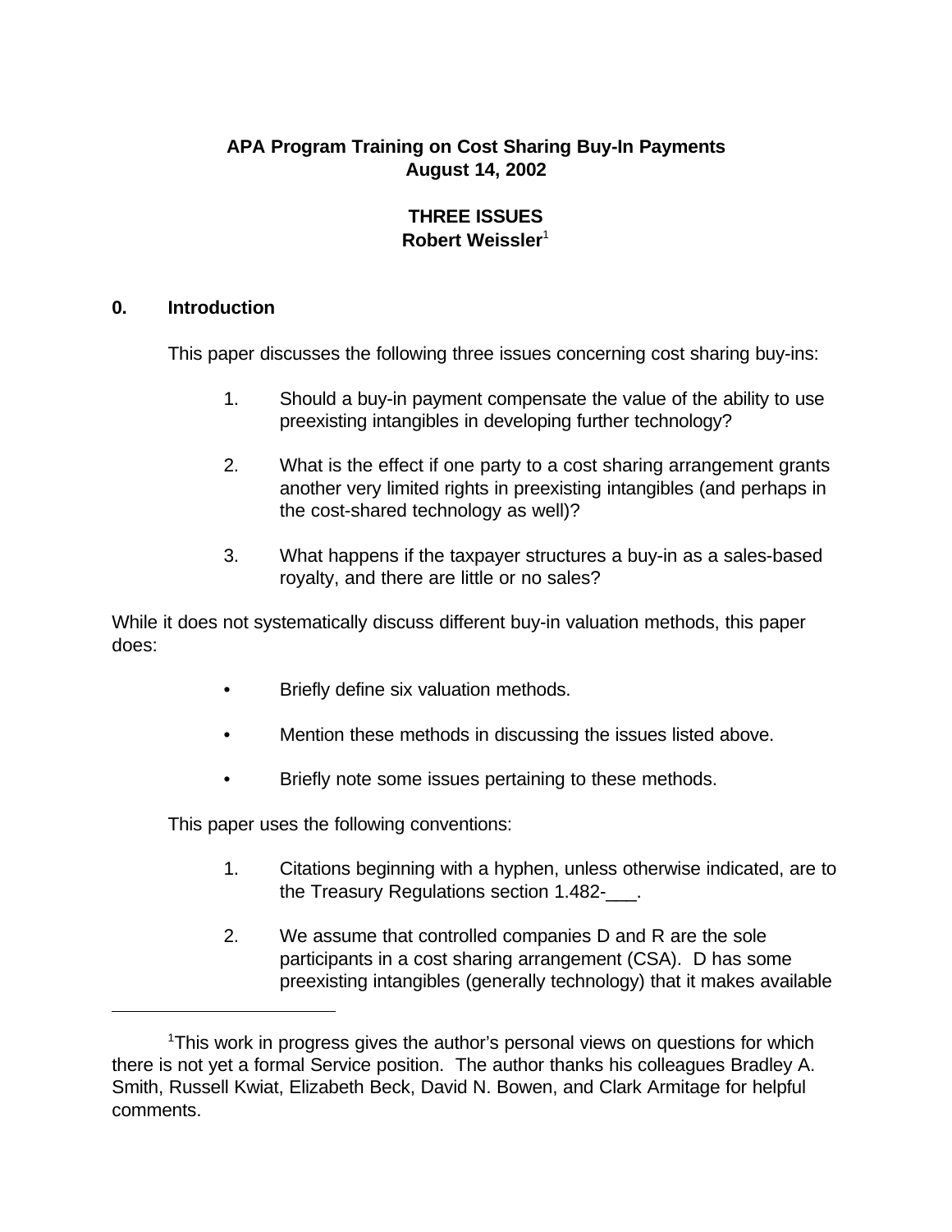**APA Program Training on Cost Sharing Buy-In Payments**
**August 14, 2002**

**THREE ISSUES**
**Robert Weissler**[1]

## 0. Introduction

This paper discusses the following three issues concerning cost sharing buy-ins:

1. Should a buy-in payment compensate the value of the ability to use preexisting intangibles in developing further technology?

2. What is the effect if one party to a cost sharing arrangement grants another very limited rights in preexisting intangibles (and perhaps in the cost-shared technology as well)?

3. What happens if the taxpayer structures a buy-in as a sales-based royalty, and there are little or no sales?

While it does not systematically discuss different buy-in valuation methods, this paper does:

- Briefly define six valuation methods.
- Mention these methods in discussing the issues listed above.
- Briefly note some issues pertaining to these methods.

This paper uses the following conventions:

1. Citations beginning with a hyphen, unless otherwise indicated, are to the Treasury Regulations section 1.482-___.

2. We assume that controlled companies D and R are the sole participants in a cost sharing arrangement (CSA). D has some preexisting intangibles (generally technology) that it makes available

[1] This work in progress gives the author's personal views on questions for which there is not yet a formal Service position. The author thanks his colleagues Bradley A. Smith, Russell Kwiat, Elizabeth Beck, David N. Bowen, and Clark Armitage for helpful comments.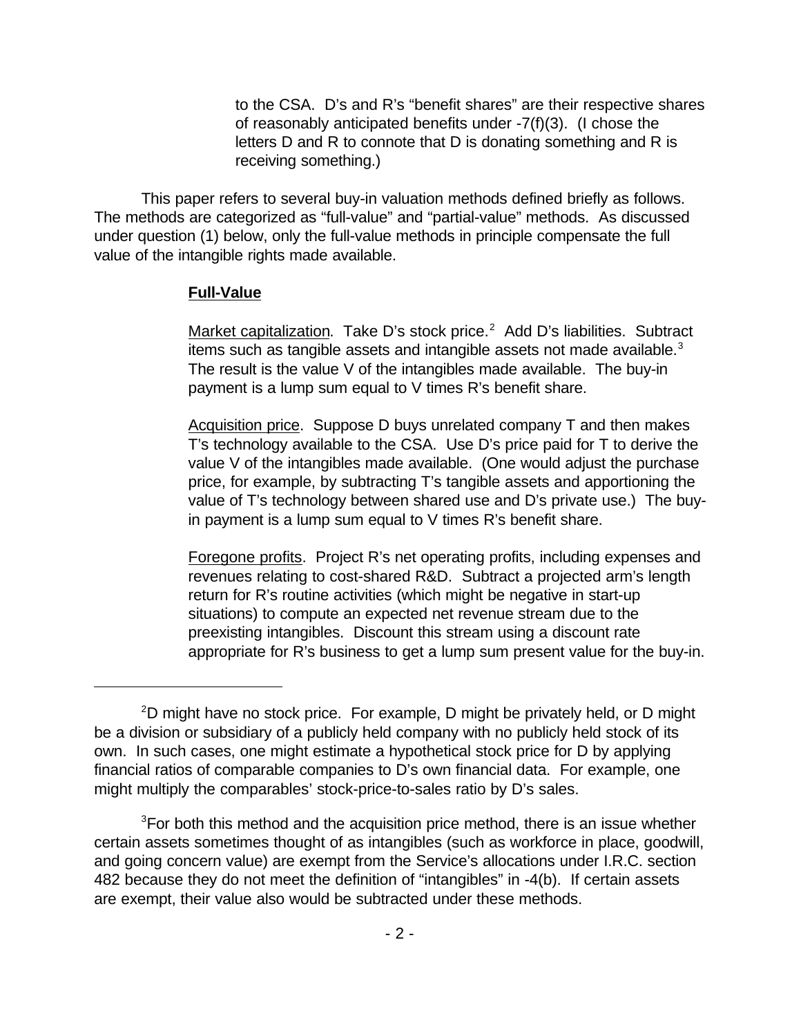to the CSA. D's and R's "benefit shares" are their respective shares of reasonably anticipated benefits under -7(f)(3). (I chose the letters D and R to connote that D is donating something and R is receiving something.)

This paper refers to several buy-in valuation methods defined briefly as follows. The methods are categorized as "full-value" and "partial-value" methods. As discussed under question (1) below, only the full-value methods in principle compensate the full value of the intangible rights made available.

**Full-Value**

Market capitalization. Take D's stock price.[2] Add D's liabilities. Subtract items such as tangible assets and intangible assets not made available.[3] The result is the value V of the intangibles made available. The buy-in payment is a lump sum equal to V times R's benefit share.

Acquisition price. Suppose D buys unrelated company T and then makes T's technology available to the CSA. Use D's price paid for T to derive the value V of the intangibles made available. (One would adjust the purchase price, for example, by subtracting T's tangible assets and apportioning the value of T's technology between shared use and D's private use.) The buy-in payment is a lump sum equal to V times R's benefit share.

Foregone profits. Project R's net operating profits, including expenses and revenues relating to cost-shared R&D. Subtract a projected arm's length return for R's routine activities (which might be negative in start-up situations) to compute an expected net revenue stream due to the preexisting intangibles. Discount this stream using a discount rate appropriate for R's business to get a lump sum present value for the buy-in.

---

[2] D might have no stock price. For example, D might be privately held, or D might be a division or subsidiary of a publicly held company with no publicly held stock of its own. In such cases, one might estimate a hypothetical stock price for D by applying financial ratios of comparable companies to D's own financial data. For example, one might multiply the comparables' stock-price-to-sales ratio by D's sales.

[3] For both this method and the acquisition price method, there is an issue whether certain assets sometimes thought of as intangibles (such as workforce in place, goodwill, and going concern value) are exempt from the Service's allocations under I.R.C. section 482 because they do not meet the definition of "intangibles" in -4(b). If certain assets are exempt, their value also would be subtracted under these methods.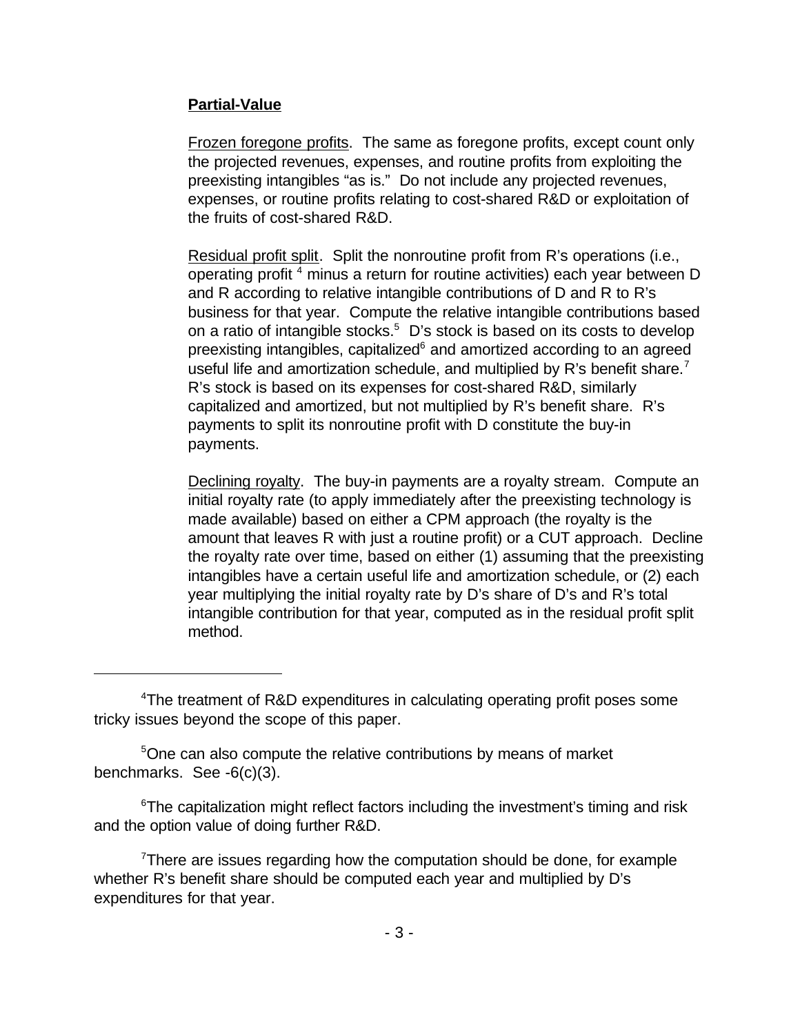**Partial-Value**

Frozen foregone profits. The same as foregone profits, except count only the projected revenues, expenses, and routine profits from exploiting the preexisting intangibles "as is." Do not include any projected revenues, expenses, or routine profits relating to cost-shared R&D or exploitation of the fruits of cost-shared R&D.

Residual profit split. Split the nonroutine profit from R's operations (i.e., operating profit [4] minus a return for routine activities) each year between D and R according to relative intangible contributions of D and R to R's business for that year. Compute the relative intangible contributions based on a ratio of intangible stocks.[5] D's stock is based on its costs to develop preexisting intangibles, capitalized[6] and amortized according to an agreed useful life and amortization schedule, and multiplied by R's benefit share.[7] R's stock is based on its expenses for cost-shared R&D, similarly capitalized and amortized, but not multiplied by R's benefit share. R's payments to split its nonroutine profit with D constitute the buy-in payments.

Declining royalty. The buy-in payments are a royalty stream. Compute an initial royalty rate (to apply immediately after the preexisting technology is made available) based on either a CPM approach (the royalty is the amount that leaves R with just a routine profit) or a CUT approach. Decline the royalty rate over time, based on either (1) assuming that the preexisting intangibles have a certain useful life and amortization schedule, or (2) each year multiplying the initial royalty rate by D's share of D's and R's total intangible contribution for that year, computed as in the residual profit split method.

---

[4] The treatment of R&D expenditures in calculating operating profit poses some tricky issues beyond the scope of this paper.

[5] One can also compute the relative contributions by means of market benchmarks. See -6(c)(3).

[6] The capitalization might reflect factors including the investment's timing and risk and the option value of doing further R&D.

[7] There are issues regarding how the computation should be done, for example whether R's benefit share should be computed each year and multiplied by D's expenditures for that year.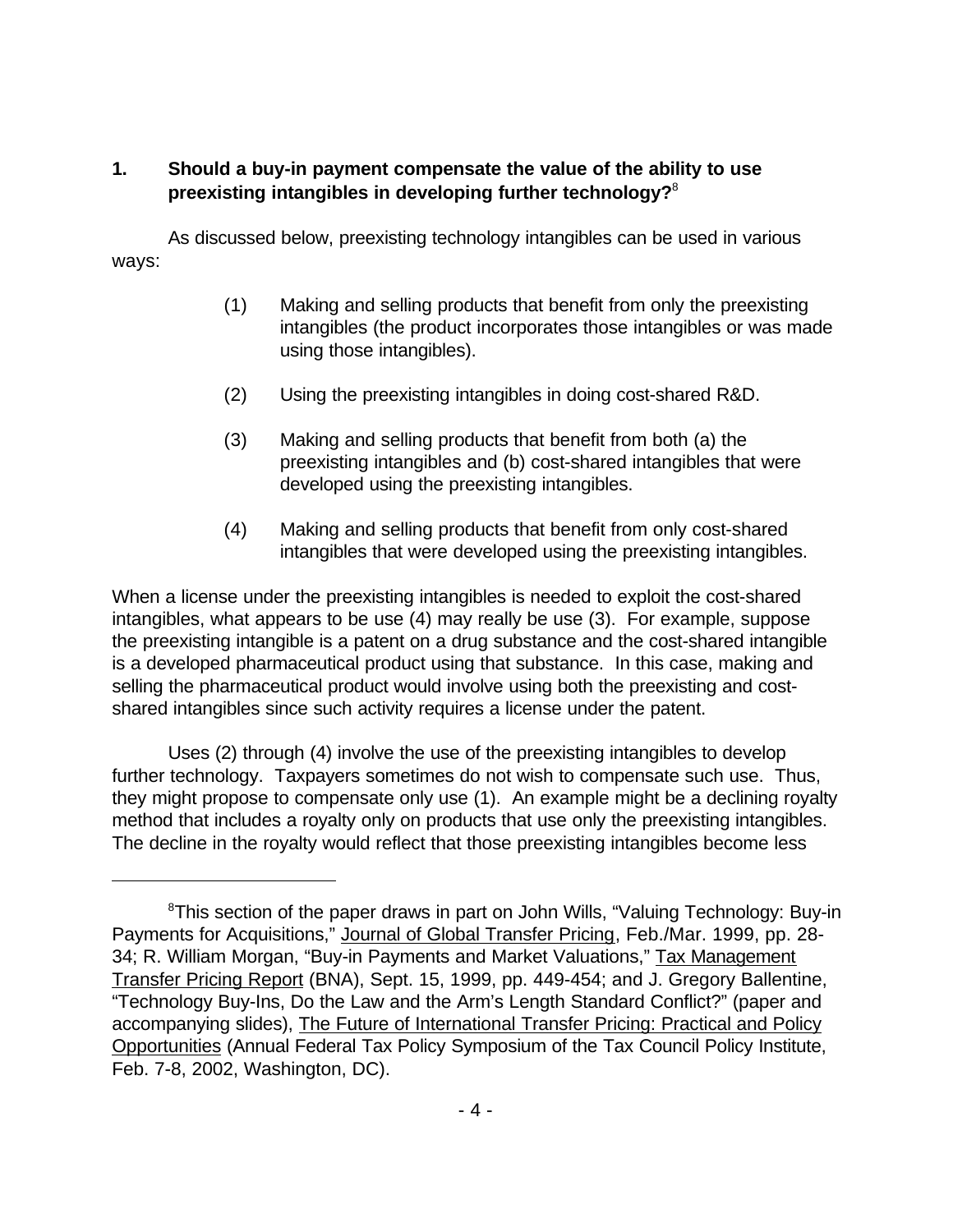## 1. Should a buy-in payment compensate the value of the ability to use preexisting intangibles in developing further technology?[8]

As discussed below, preexisting technology intangibles can be used in various ways:

(1) Making and selling products that benefit from only the preexisting intangibles (the product incorporates those intangibles or was made using those intangibles).

(2) Using the preexisting intangibles in doing cost-shared R&D.

(3) Making and selling products that benefit from both (a) the preexisting intangibles and (b) cost-shared intangibles that were developed using the preexisting intangibles.

(4) Making and selling products that benefit from only cost-shared intangibles that were developed using the preexisting intangibles.

When a license under the preexisting intangibles is needed to exploit the cost-shared intangibles, what appears to be use (4) may really be use (3). For example, suppose the preexisting intangible is a patent on a drug substance and the cost-shared intangible is a developed pharmaceutical product using that substance. In this case, making and selling the pharmaceutical product would involve using both the preexisting and cost-shared intangibles since such activity requires a license under the patent.

Uses (2) through (4) involve the use of the preexisting intangibles to develop further technology. Taxpayers sometimes do not wish to compensate such use. Thus, they might propose to compensate only use (1). An example might be a declining royalty method that includes a royalty only on products that use only the preexisting intangibles. The decline in the royalty would reflect that those preexisting intangibles become less

---

[8] This section of the paper draws in part on John Wills, "Valuing Technology: Buy-in Payments for Acquisitions," Journal of Global Transfer Pricing, Feb./Mar. 1999, pp. 28-34; R. William Morgan, "Buy-in Payments and Market Valuations," Tax Management Transfer Pricing Report (BNA), Sept. 15, 1999, pp. 449-454; and J. Gregory Ballentine, "Technology Buy-Ins, Do the Law and the Arm's Length Standard Conflict?" (paper and accompanying slides), The Future of International Transfer Pricing: Practical and Policy Opportunities (Annual Federal Tax Policy Symposium of the Tax Council Policy Institute, Feb. 7-8, 2002, Washington, DC).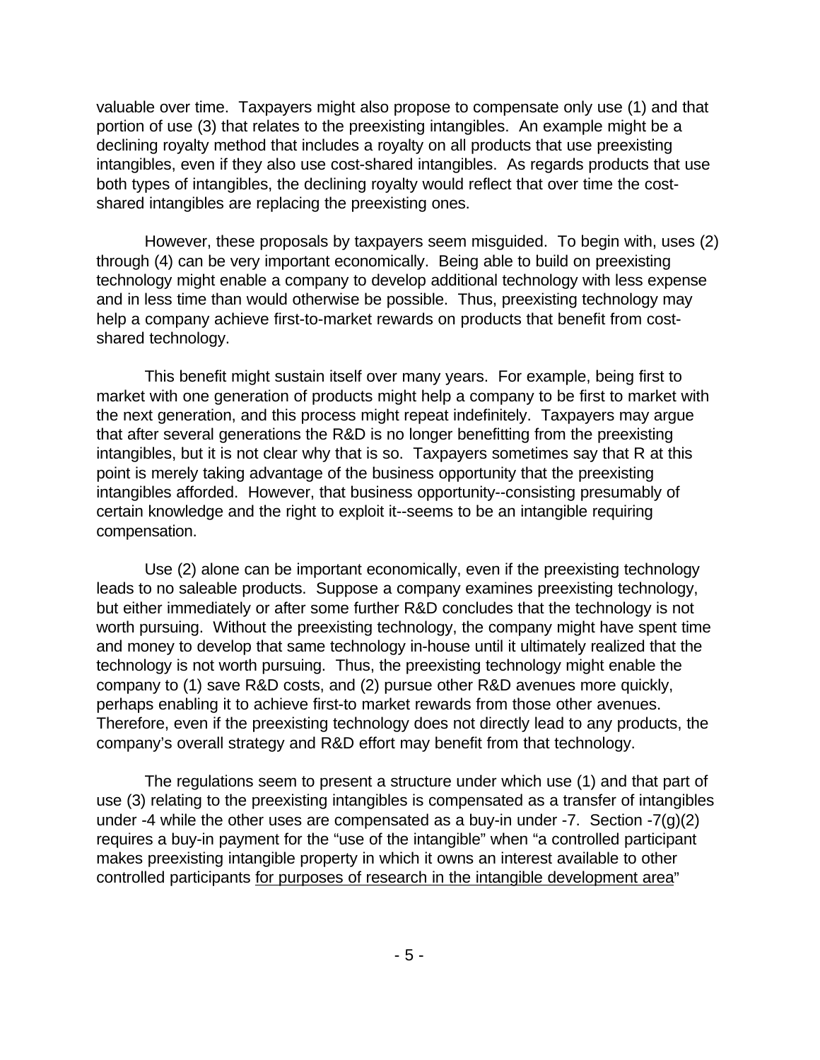valuable over time. Taxpayers might also propose to compensate only use (1) and that portion of use (3) that relates to the preexisting intangibles. An example might be a declining royalty method that includes a royalty on all products that use preexisting intangibles, even if they also use cost-shared intangibles. As regards products that use both types of intangibles, the declining royalty would reflect that over time the cost-shared intangibles are replacing the preexisting ones.

However, these proposals by taxpayers seem misguided. To begin with, uses (2) through (4) can be very important economically. Being able to build on preexisting technology might enable a company to develop additional technology with less expense and in less time than would otherwise be possible. Thus, preexisting technology may help a company achieve first-to-market rewards on products that benefit from cost-shared technology.

This benefit might sustain itself over many years. For example, being first to market with one generation of products might help a company to be first to market with the next generation, and this process might repeat indefinitely. Taxpayers may argue that after several generations the R&D is no longer benefitting from the preexisting intangibles, but it is not clear why that is so. Taxpayers sometimes say that R at this point is merely taking advantage of the business opportunity that the preexisting intangibles afforded. However, that business opportunity--consisting presumably of certain knowledge and the right to exploit it--seems to be an intangible requiring compensation.

Use (2) alone can be important economically, even if the preexisting technology leads to no saleable products. Suppose a company examines preexisting technology, but either immediately or after some further R&D concludes that the technology is not worth pursuing. Without the preexisting technology, the company might have spent time and money to develop that same technology in-house until it ultimately realized that the technology is not worth pursuing. Thus, the preexisting technology might enable the company to (1) save R&D costs, and (2) pursue other R&D avenues more quickly, perhaps enabling it to achieve first-to market rewards from those other avenues. Therefore, even if the preexisting technology does not directly lead to any products, the company's overall strategy and R&D effort may benefit from that technology.

The regulations seem to present a structure under which use (1) and that part of use (3) relating to the preexisting intangibles is compensated as a transfer of intangibles under -4 while the other uses are compensated as a buy-in under -7. Section -7(g)(2) requires a buy-in payment for the "use of the intangible" when "a controlled participant makes preexisting intangible property in which it owns an interest available to other controlled participants <u>for purposes of research in the intangible development area</u>"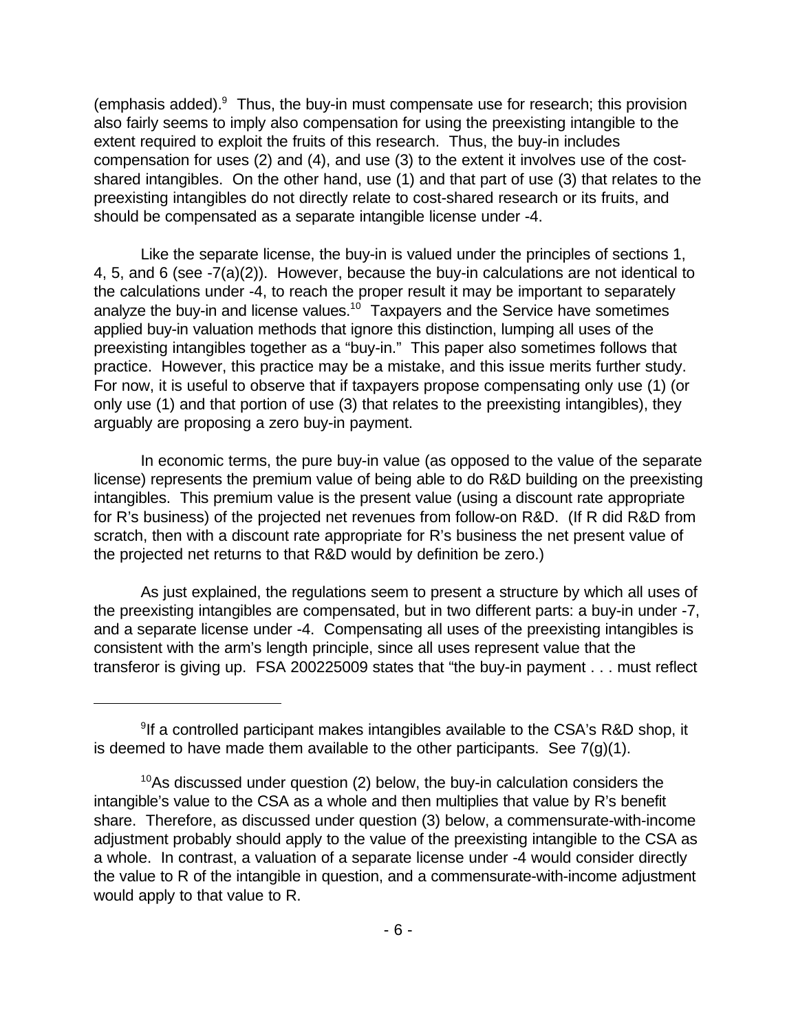(emphasis added).[9] Thus, the buy-in must compensate use for research; this provision also fairly seems to imply also compensation for using the preexisting intangible to the extent required to exploit the fruits of this research. Thus, the buy-in includes compensation for uses (2) and (4), and use (3) to the extent it involves use of the cost-shared intangibles. On the other hand, use (1) and that part of use (3) that relates to the preexisting intangibles do not directly relate to cost-shared research or its fruits, and should be compensated as a separate intangible license under -4.

Like the separate license, the buy-in is valued under the principles of sections 1, 4, 5, and 6 (see -7(a)(2)). However, because the buy-in calculations are not identical to the calculations under -4, to reach the proper result it may be important to separately analyze the buy-in and license values.[10] Taxpayers and the Service have sometimes applied buy-in valuation methods that ignore this distinction, lumping all uses of the preexisting intangibles together as a "buy-in." This paper also sometimes follows that practice. However, this practice may be a mistake, and this issue merits further study. For now, it is useful to observe that if taxpayers propose compensating only use (1) (or only use (1) and that portion of use (3) that relates to the preexisting intangibles), they arguably are proposing a zero buy-in payment.

In economic terms, the pure buy-in value (as opposed to the value of the separate license) represents the premium value of being able to do R&D building on the preexisting intangibles. This premium value is the present value (using a discount rate appropriate for R's business) of the projected net revenues from follow-on R&D. (If R did R&D from scratch, then with a discount rate appropriate for R's business the net present value of the projected net returns to that R&D would by definition be zero.)

As just explained, the regulations seem to present a structure by which all uses of the preexisting intangibles are compensated, but in two different parts: a buy-in under -7, and a separate license under -4. Compensating all uses of the preexisting intangibles is consistent with the arm's length principle, since all uses represent value that the transferor is giving up. FSA 200225009 states that "the buy-in payment . . . must reflect

---

[9] If a controlled participant makes intangibles available to the CSA's R&D shop, it is deemed to have made them available to the other participants. See 7(g)(1).

[10] As discussed under question (2) below, the buy-in calculation considers the intangible's value to the CSA as a whole and then multiplies that value by R's benefit share. Therefore, as discussed under question (3) below, a commensurate-with-income adjustment probably should apply to the value of the preexisting intangible to the CSA as a whole. In contrast, a valuation of a separate license under -4 would consider directly the value to R of the intangible in question, and a commensurate-with-income adjustment would apply to that value to R.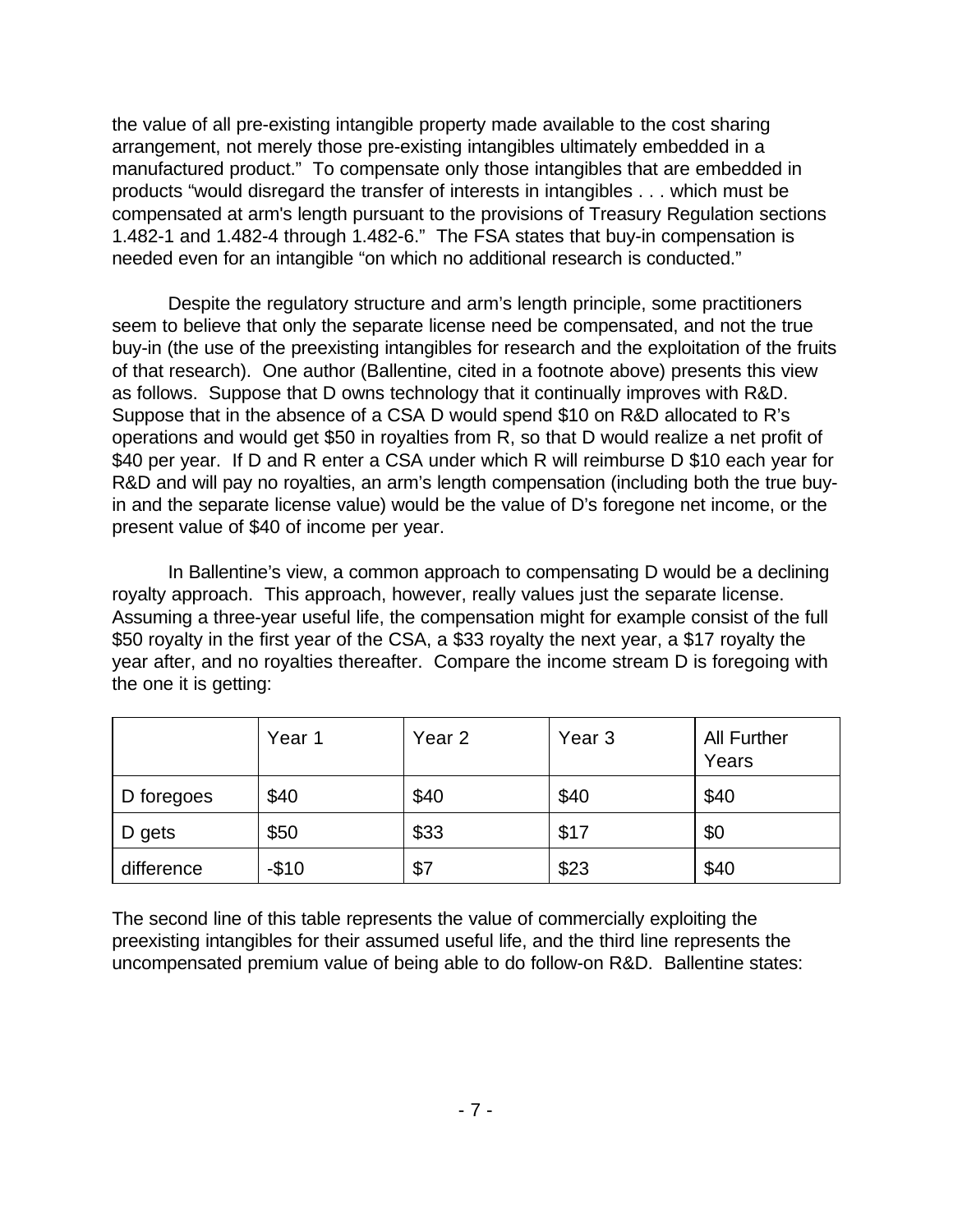the value of all pre-existing intangible property made available to the cost sharing arrangement, not merely those pre-existing intangibles ultimately embedded in a manufactured product." To compensate only those intangibles that are embedded in products "would disregard the transfer of interests in intangibles . . . which must be compensated at arm's length pursuant to the provisions of Treasury Regulation sections 1.482-1 and 1.482-4 through 1.482-6." The FSA states that buy-in compensation is needed even for an intangible "on which no additional research is conducted."

Despite the regulatory structure and arm's length principle, some practitioners seem to believe that only the separate license need be compensated, and not the true buy-in (the use of the preexisting intangibles for research and the exploitation of the fruits of that research). One author (Ballentine, cited in a footnote above) presents this view as follows. Suppose that D owns technology that it continually improves with R&D. Suppose that in the absence of a CSA D would spend $10 on R&D allocated to R's operations and would get $50 in royalties from R, so that D would realize a net profit of $40 per year. If D and R enter a CSA under which R will reimburse D $10 each year for R&D and will pay no royalties, an arm's length compensation (including both the true buy-in and the separate license value) would be the value of D's foregone net income, or the present value of $40 of income per year.

In Ballentine's view, a common approach to compensating D would be a declining royalty approach. This approach, however, really values just the separate license. Assuming a three-year useful life, the compensation might for example consist of the full $50 royalty in the first year of the CSA, a $33 royalty the next year, a $17 royalty the year after, and no royalties thereafter. Compare the income stream D is foregoing with the one it is getting:

| | Year 1 | Year 2 | Year 3 | All Further Years |
|---|---|---|---|---|
| D foregoes | $40 | $40 | $40 | $40 |
| D gets | $50 | $33 | $17 | $0 |
| difference | -$10 | $7 | $23 | $40 |

The second line of this table represents the value of commercially exploiting the preexisting intangibles for their assumed useful life, and the third line represents the uncompensated premium value of being able to do follow-on R&D. Ballentine states: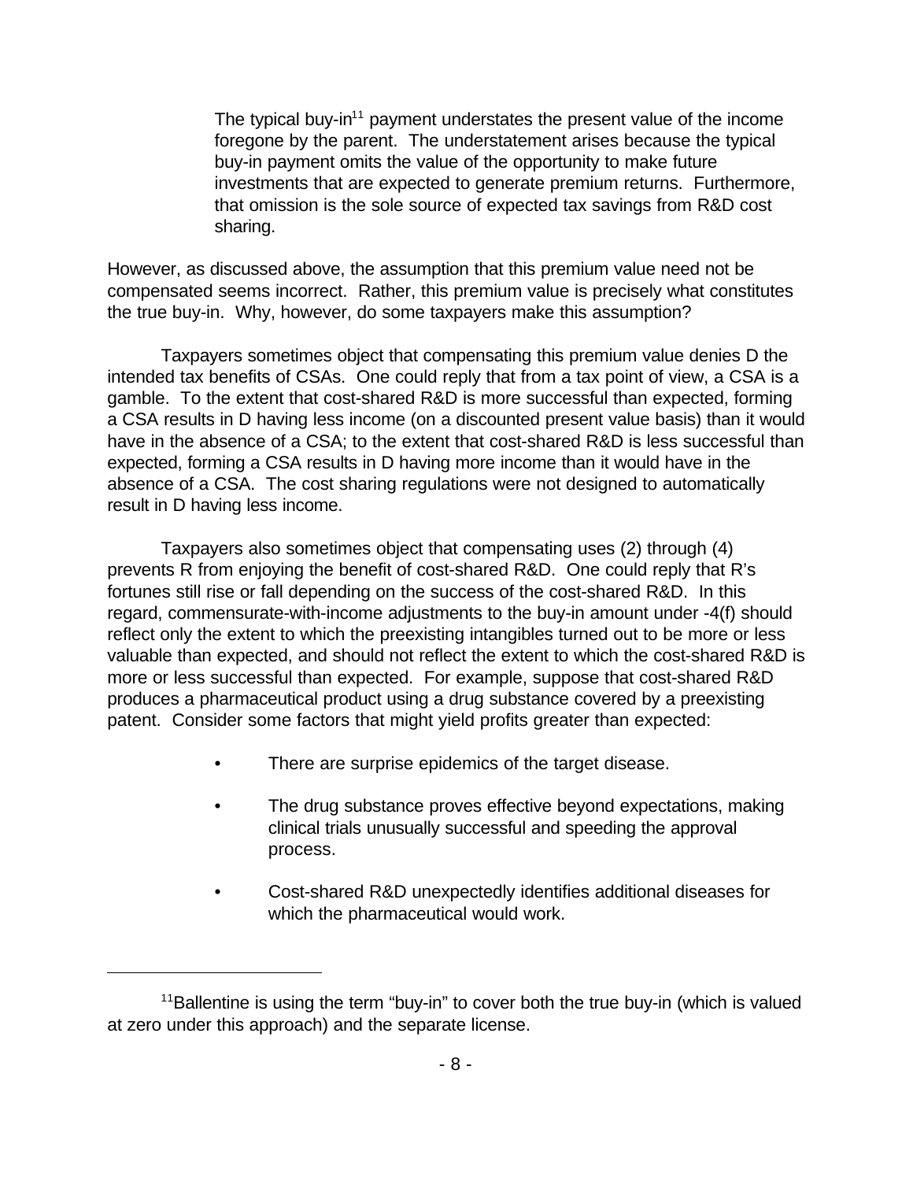> The typical buy-in[11] payment understates the present value of the income foregone by the parent. The understatement arises because the typical buy-in payment omits the value of the opportunity to make future investments that are expected to generate premium returns. Furthermore, that omission is the sole source of expected tax savings from R&D cost sharing.

However, as discussed above, the assumption that this premium value need not be compensated seems incorrect. Rather, this premium value is precisely what constitutes the true buy-in. Why, however, do some taxpayers make this assumption?

Taxpayers sometimes object that compensating this premium value denies D the intended tax benefits of CSAs. One could reply that from a tax point of view, a CSA is a gamble. To the extent that cost-shared R&D is more successful than expected, forming a CSA results in D having less income (on a discounted present value basis) than it would have in the absence of a CSA; to the extent that cost-shared R&D is less successful than expected, forming a CSA results in D having more income than it would have in the absence of a CSA. The cost sharing regulations were not designed to automatically result in D having less income.

Taxpayers also sometimes object that compensating uses (2) through (4) prevents R from enjoying the benefit of cost-shared R&D. One could reply that R's fortunes still rise or fall depending on the success of the cost-shared R&D. In this regard, commensurate-with-income adjustments to the buy-in amount under -4(f) should reflect only the extent to which the preexisting intangibles turned out to be more or less valuable than expected, and should not reflect the extent to which the cost-shared R&D is more or less successful than expected. For example, suppose that cost-shared R&D produces a pharmaceutical product using a drug substance covered by a preexisting patent. Consider some factors that might yield profits greater than expected:

- There are surprise epidemics of the target disease.
- The drug substance proves effective beyond expectations, making clinical trials unusually successful and speeding the approval process.
- Cost-shared R&D unexpectedly identifies additional diseases for which the pharmaceutical would work.

[11] Ballentine is using the term "buy-in" to cover both the true buy-in (which is valued at zero under this approach) and the separate license.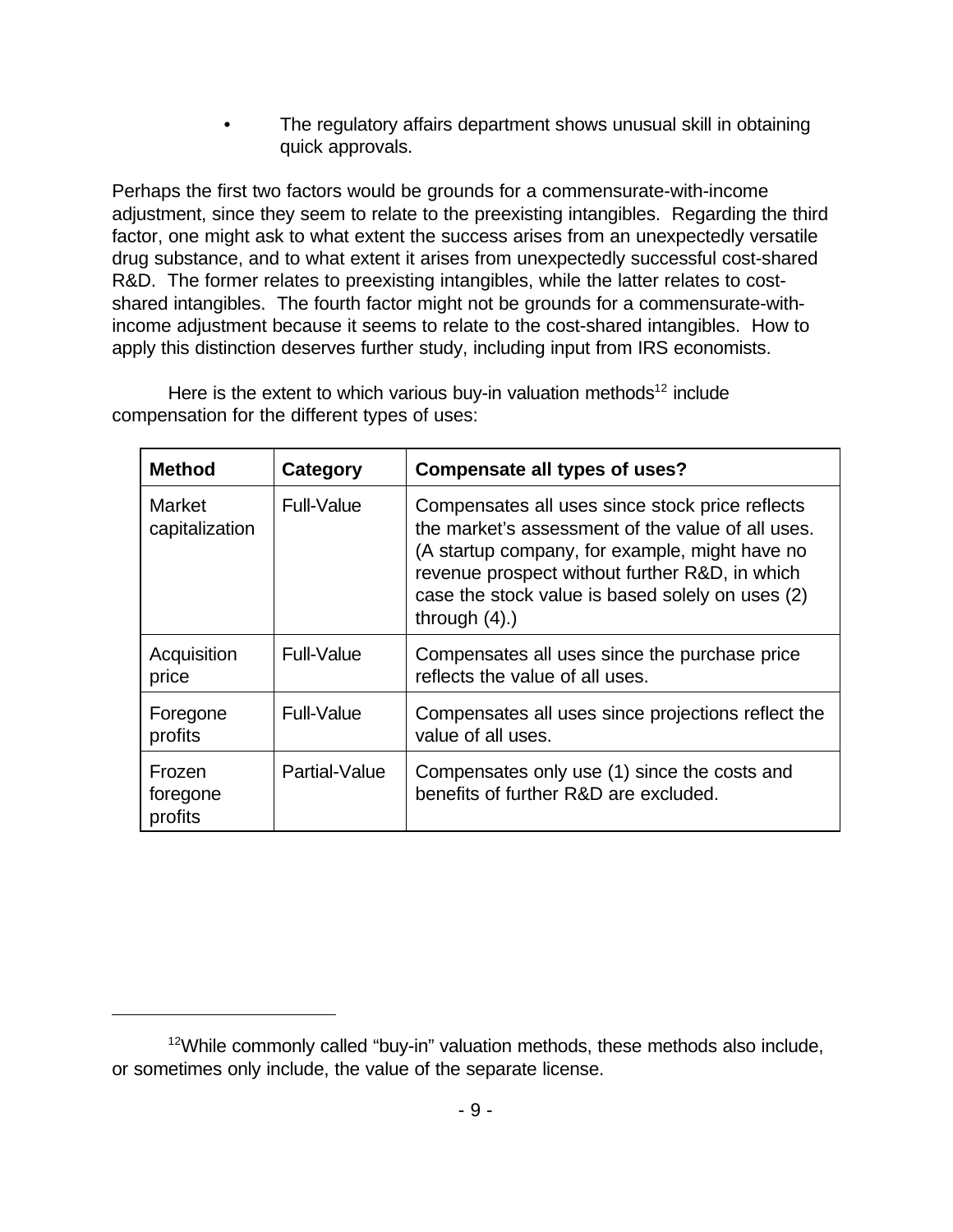- The regulatory affairs department shows unusual skill in obtaining quick approvals.

Perhaps the first two factors would be grounds for a commensurate-with-income adjustment, since they seem to relate to the preexisting intangibles. Regarding the third factor, one might ask to what extent the success arises from an unexpectedly versatile drug substance, and to what extent it arises from unexpectedly successful cost-shared R&D. The former relates to preexisting intangibles, while the latter relates to cost-shared intangibles. The fourth factor might not be grounds for a commensurate-with-income adjustment because it seems to relate to the cost-shared intangibles. How to apply this distinction deserves further study, including input from IRS economists.

Here is the extent to which various buy-in valuation methods[12] include compensation for the different types of uses:

| Method | Category | Compensate all types of uses? |
|---|---|---|
| Market capitalization | Full-Value | Compensates all uses since stock price reflects the market's assessment of the value of all uses. (A startup company, for example, might have no revenue prospect without further R&D, in which case the stock value is based solely on uses (2) through (4).) |
| Acquisition price | Full-Value | Compensates all uses since the purchase price reflects the value of all uses. |
| Foregone profits | Full-Value | Compensates all uses since projections reflect the value of all uses. |
| Frozen foregone profits | Partial-Value | Compensates only use (1) since the costs and benefits of further R&D are excluded. |

[12] While commonly called "buy-in" valuation methods, these methods also include, or sometimes only include, the value of the separate license.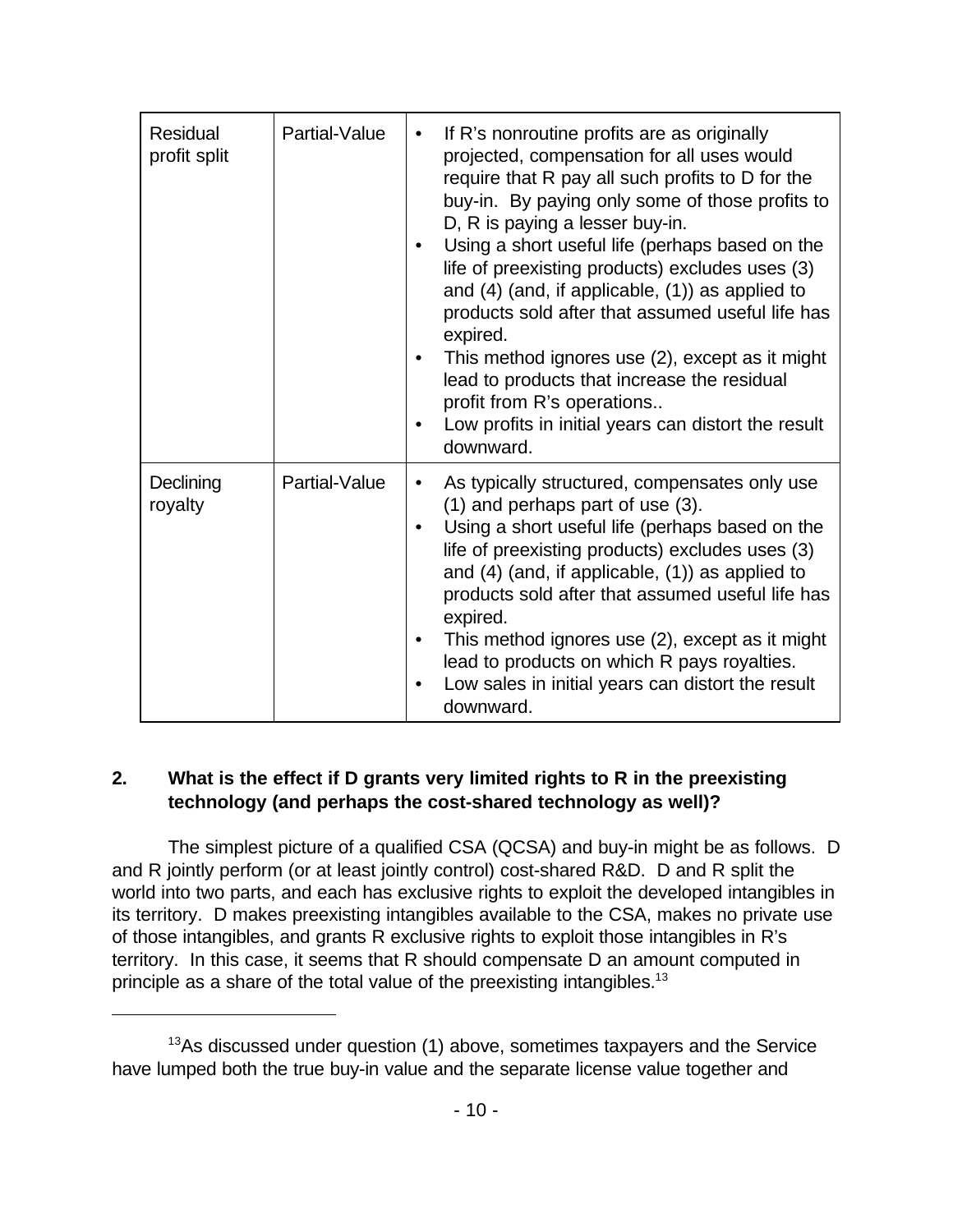| Residual profit split | Partial-Value | • If R's nonroutine profits are as originally projected, compensation for all uses would require that R pay all such profits to D for the buy-in. By paying only some of those profits to D, R is paying a lesser buy-in.<br>• Using a short useful life (perhaps based on the life of preexisting products) excludes uses (3) and (4) (and, if applicable, (1)) as applied to products sold after that assumed useful life has expired.<br>• This method ignores use (2), except as it might lead to products that increase the residual profit from R's operations..<br>• Low profits in initial years can distort the result downward. |
|---|---|---|
| Declining royalty | Partial-Value | • As typically structured, compensates only use (1) and perhaps part of use (3).<br>• Using a short useful life (perhaps based on the life of preexisting products) excludes uses (3) and (4) (and, if applicable, (1)) as applied to products sold after that assumed useful life has expired.<br>• This method ignores use (2), except as it might lead to products on which R pays royalties.<br>• Low sales in initial years can distort the result downward. |

**2. What is the effect if D grants very limited rights to R in the preexisting technology (and perhaps the cost-shared technology as well)?**

The simplest picture of a qualified CSA (QCSA) and buy-in might be as follows. D and R jointly perform (or at least jointly control) cost-shared R&D. D and R split the world into two parts, and each has exclusive rights to exploit the developed intangibles in its territory. D makes preexisting intangibles available to the CSA, makes no private use of those intangibles, and grants R exclusive rights to exploit those intangibles in R's territory. In this case, it seems that R should compensate D an amount computed in principle as a share of the total value of the preexisting intangibles.[13]

[13] As discussed under question (1) above, sometimes taxpayers and the Service have lumped both the true buy-in value and the separate license value together and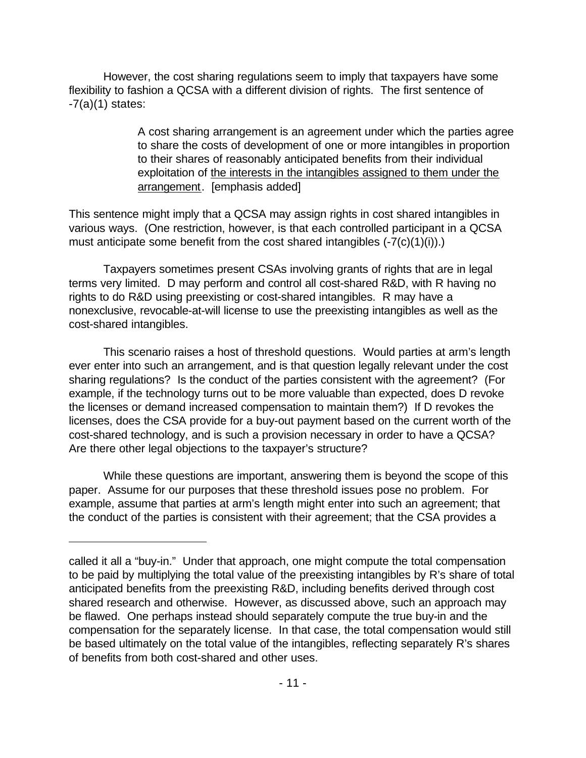However, the cost sharing regulations seem to imply that taxpayers have some flexibility to fashion a QCSA with a different division of rights. The first sentence of -7(a)(1) states:

> A cost sharing arrangement is an agreement under which the parties agree to share the costs of development of one or more intangibles in proportion to their shares of reasonably anticipated benefits from their individual exploitation of <u>the interests in the intangibles assigned to them under the arrangement</u>. [emphasis added]

This sentence might imply that a QCSA may assign rights in cost shared intangibles in various ways. (One restriction, however, is that each controlled participant in a QCSA must anticipate some benefit from the cost shared intangibles (-7(c)(1)(i)).)

Taxpayers sometimes present CSAs involving grants of rights that are in legal terms very limited. D may perform and control all cost-shared R&D, with R having no rights to do R&D using preexisting or cost-shared intangibles. R may have a nonexclusive, revocable-at-will license to use the preexisting intangibles as well as the cost-shared intangibles.

This scenario raises a host of threshold questions. Would parties at arm's length ever enter into such an arrangement, and is that question legally relevant under the cost sharing regulations? Is the conduct of the parties consistent with the agreement? (For example, if the technology turns out to be more valuable than expected, does D revoke the licenses or demand increased compensation to maintain them?) If D revokes the licenses, does the CSA provide for a buy-out payment based on the current worth of the cost-shared technology, and is such a provision necessary in order to have a QCSA? Are there other legal objections to the taxpayer's structure?

While these questions are important, answering them is beyond the scope of this paper. Assume for our purposes that these threshold issues pose no problem. For example, assume that parties at arm's length might enter into such an agreement; that the conduct of the parties is consistent with their agreement; that the CSA provides a

---

called it all a "buy-in." Under that approach, one might compute the total compensation to be paid by multiplying the total value of the preexisting intangibles by R's share of total anticipated benefits from the preexisting R&D, including benefits derived through cost shared research and otherwise. However, as discussed above, such an approach may be flawed. One perhaps instead should separately compute the true buy-in and the compensation for the separately license. In that case, the total compensation would still be based ultimately on the total value of the intangibles, reflecting separately R's shares of benefits from both cost-shared and other uses.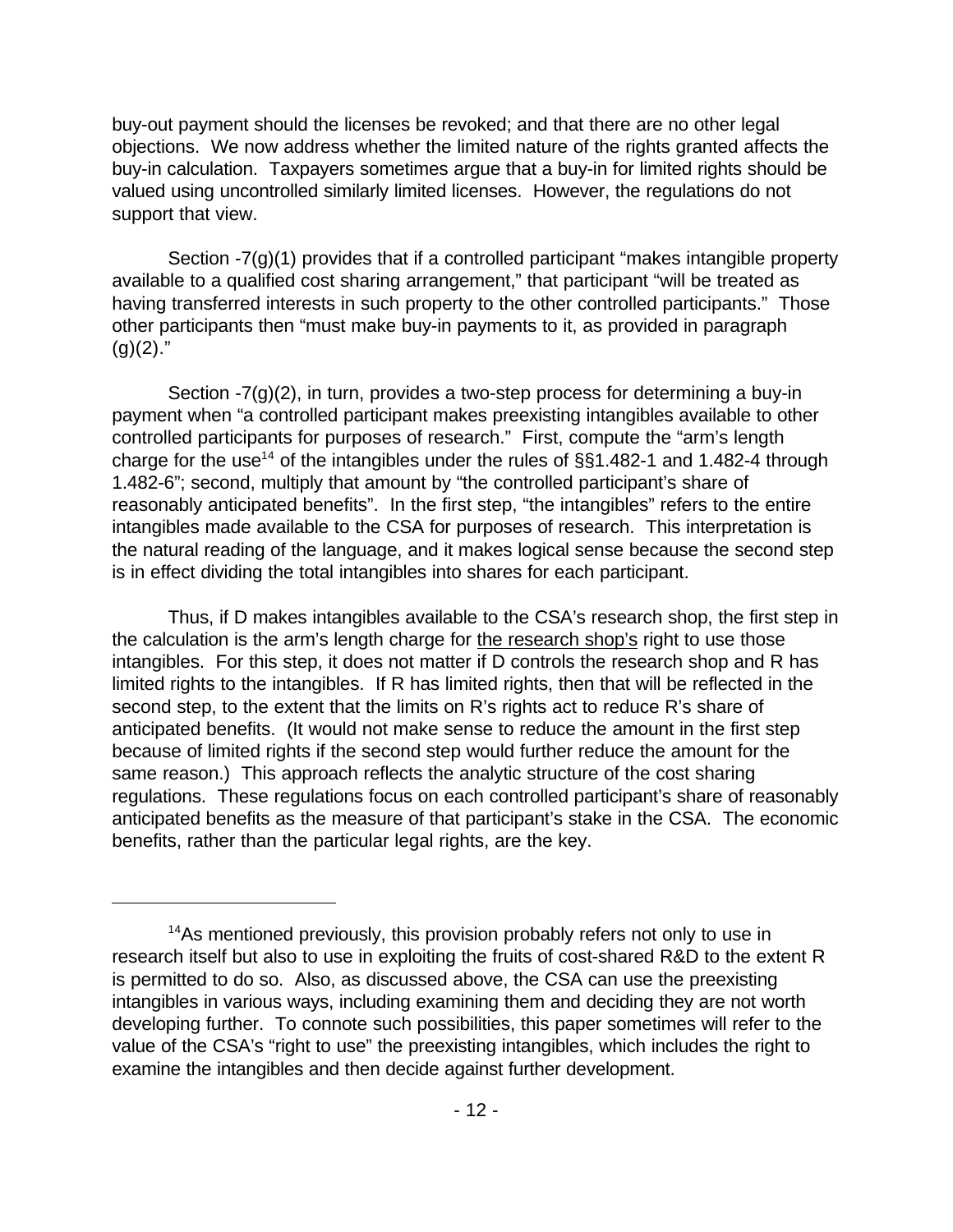buy-out payment should the licenses be revoked; and that there are no other legal objections. We now address whether the limited nature of the rights granted affects the buy-in calculation. Taxpayers sometimes argue that a buy-in for limited rights should be valued using uncontrolled similarly limited licenses. However, the regulations do not support that view.

Section -7(g)(1) provides that if a controlled participant "makes intangible property available to a qualified cost sharing arrangement," that participant "will be treated as having transferred interests in such property to the other controlled participants." Those other participants then "must make buy-in payments to it, as provided in paragraph (g)(2)."

Section -7(g)(2), in turn, provides a two-step process for determining a buy-in payment when "a controlled participant makes preexisting intangibles available to other controlled participants for purposes of research." First, compute the "arm's length charge for the use[14] of the intangibles under the rules of §§1.482-1 and 1.482-4 through 1.482-6"; second, multiply that amount by "the controlled participant's share of reasonably anticipated benefits". In the first step, "the intangibles" refers to the entire intangibles made available to the CSA for purposes of research. This interpretation is the natural reading of the language, and it makes logical sense because the second step is in effect dividing the total intangibles into shares for each participant.

Thus, if D makes intangibles available to the CSA's research shop, the first step in the calculation is the arm's length charge for <u>the research shop's</u> right to use those intangibles. For this step, it does not matter if D controls the research shop and R has limited rights to the intangibles. If R has limited rights, then that will be reflected in the second step, to the extent that the limits on R's rights act to reduce R's share of anticipated benefits. (It would not make sense to reduce the amount in the first step because of limited rights if the second step would further reduce the amount for the same reason.) This approach reflects the analytic structure of the cost sharing regulations. These regulations focus on each controlled participant's share of reasonably anticipated benefits as the measure of that participant's stake in the CSA. The economic benefits, rather than the particular legal rights, are the key.

---

[14] As mentioned previously, this provision probably refers not only to use in research itself but also to use in exploiting the fruits of cost-shared R&D to the extent R is permitted to do so. Also, as discussed above, the CSA can use the preexisting intangibles in various ways, including examining them and deciding they are not worth developing further. To connote such possibilities, this paper sometimes will refer to the value of the CSA's "right to use" the preexisting intangibles, which includes the right to examine the intangibles and then decide against further development.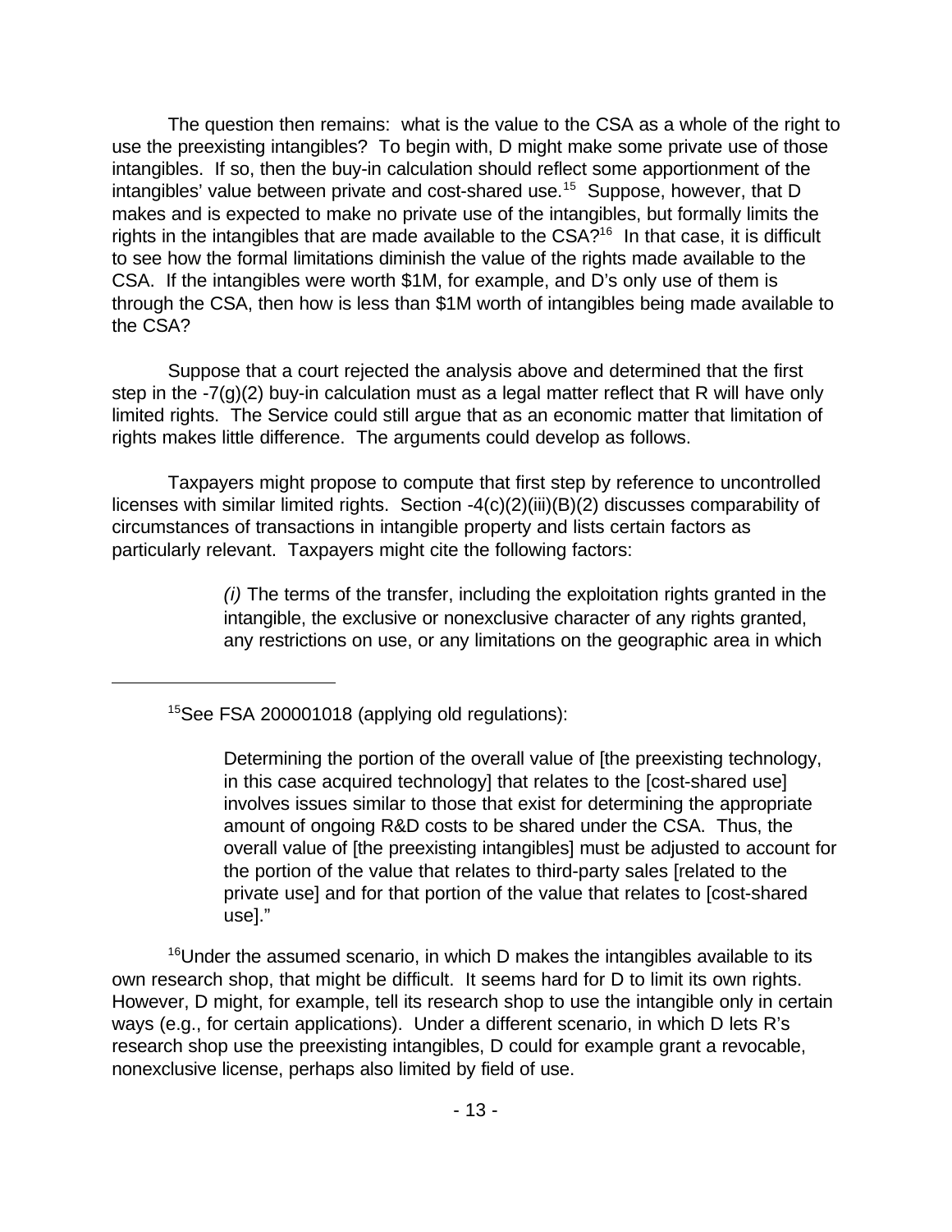The question then remains: what is the value to the CSA as a whole of the right to use the preexisting intangibles? To begin with, D might make some private use of those intangibles. If so, then the buy-in calculation should reflect some apportionment of the intangibles' value between private and cost-shared use.[15] Suppose, however, that D makes and is expected to make no private use of the intangibles, but formally limits the rights in the intangibles that are made available to the CSA?[16] In that case, it is difficult to see how the formal limitations diminish the value of the rights made available to the CSA. If the intangibles were worth $1M, for example, and D's only use of them is through the CSA, then how is less than $1M worth of intangibles being made available to the CSA?

Suppose that a court rejected the analysis above and determined that the first step in the -7(g)(2) buy-in calculation must as a legal matter reflect that R will have only limited rights. The Service could still argue that as an economic matter that limitation of rights makes little difference. The arguments could develop as follows.

Taxpayers might propose to compute that first step by reference to uncontrolled licenses with similar limited rights. Section -4(c)(2)(iii)(B)(2) discusses comparability of circumstances of transactions in intangible property and lists certain factors as particularly relevant. Taxpayers might cite the following factors:

> *(i)* The terms of the transfer, including the exploitation rights granted in the intangible, the exclusive or nonexclusive character of any rights granted, any restrictions on use, or any limitations on the geographic area in which

---

[15]See FSA 200001018 (applying old regulations):

> Determining the portion of the overall value of [the preexisting technology, in this case acquired technology] that relates to the [cost-shared use] involves issues similar to those that exist for determining the appropriate amount of ongoing R&D costs to be shared under the CSA. Thus, the overall value of [the preexisting intangibles] must be adjusted to account for the portion of the value that relates to third-party sales [related to the private use] and for that portion of the value that relates to [cost-shared use]."

[16]Under the assumed scenario, in which D makes the intangibles available to its own research shop, that might be difficult. It seems hard for D to limit its own rights. However, D might, for example, tell its research shop to use the intangible only in certain ways (e.g., for certain applications). Under a different scenario, in which D lets R's research shop use the preexisting intangibles, D could for example grant a revocable, nonexclusive license, perhaps also limited by field of use.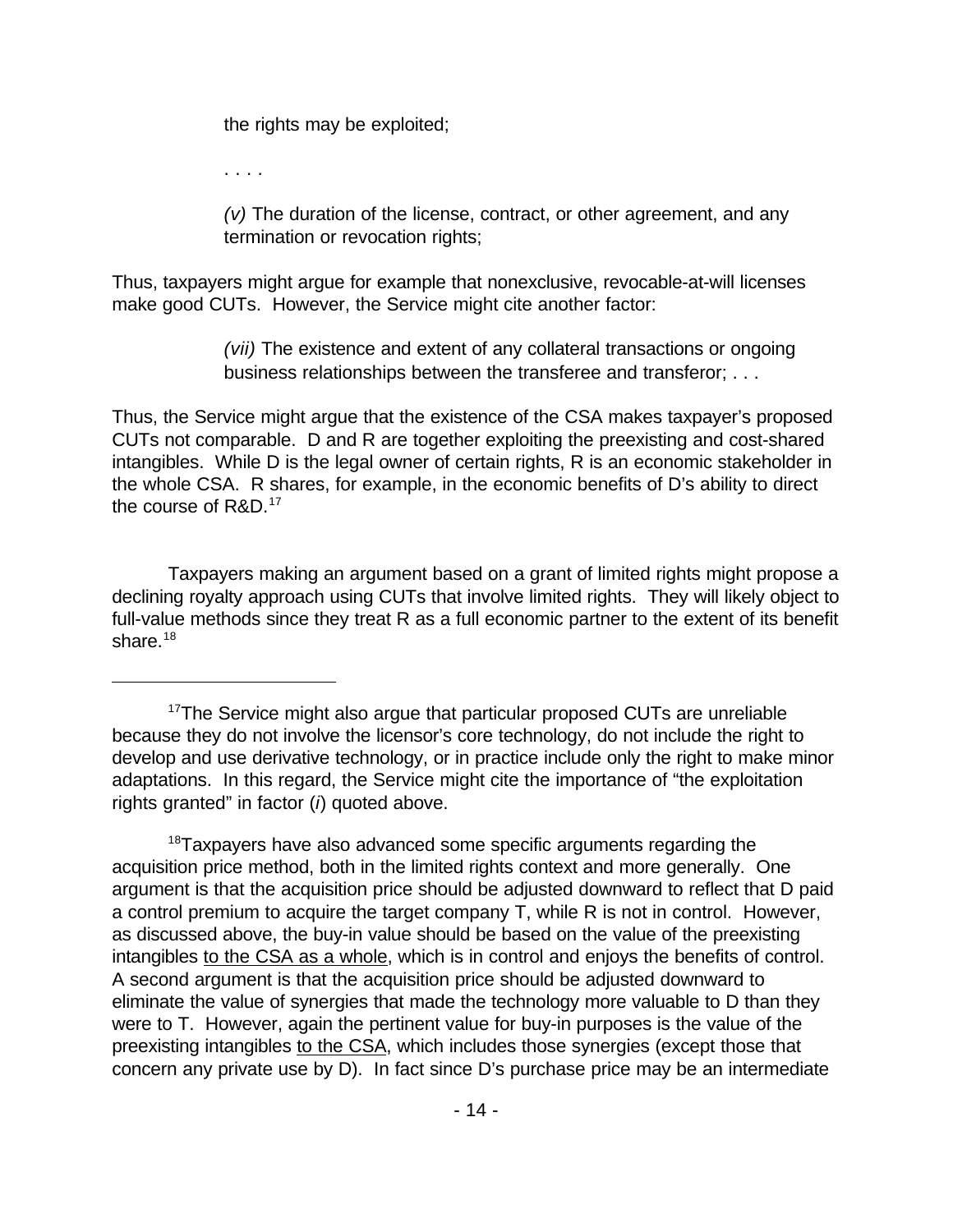the rights may be exploited;

. . . .

*(v)* The duration of the license, contract, or other agreement, and any termination or revocation rights;

Thus, taxpayers might argue for example that nonexclusive, revocable-at-will licenses make good CUTs. However, the Service might cite another factor:

*(vii)* The existence and extent of any collateral transactions or ongoing business relationships between the transferee and transferor; . . .

Thus, the Service might argue that the existence of the CSA makes taxpayer's proposed CUTs not comparable. D and R are together exploiting the preexisting and cost-shared intangibles. While D is the legal owner of certain rights, R is an economic stakeholder in the whole CSA. R shares, for example, in the economic benefits of D's ability to direct the course of R&D.[17]

Taxpayers making an argument based on a grant of limited rights might propose a declining royalty approach using CUTs that involve limited rights. They will likely object to full-value methods since they treat R as a full economic partner to the extent of its benefit share.[18]

---

[17]The Service might also argue that particular proposed CUTs are unreliable because they do not involve the licensor's core technology, do not include the right to develop and use derivative technology, or in practice include only the right to make minor adaptations. In this regard, the Service might cite the importance of "the exploitation rights granted" in factor (*i*) quoted above.

[18]Taxpayers have also advanced some specific arguments regarding the acquisition price method, both in the limited rights context and more generally. One argument is that the acquisition price should be adjusted downward to reflect that D paid a control premium to acquire the target company T, while R is not in control. However, as discussed above, the buy-in value should be based on the value of the preexisting intangibles to the CSA as a whole, which is in control and enjoys the benefits of control. A second argument is that the acquisition price should be adjusted downward to eliminate the value of synergies that made the technology more valuable to D than they were to T. However, again the pertinent value for buy-in purposes is the value of the preexisting intangibles to the CSA, which includes those synergies (except those that concern any private use by D). In fact since D's purchase price may be an intermediate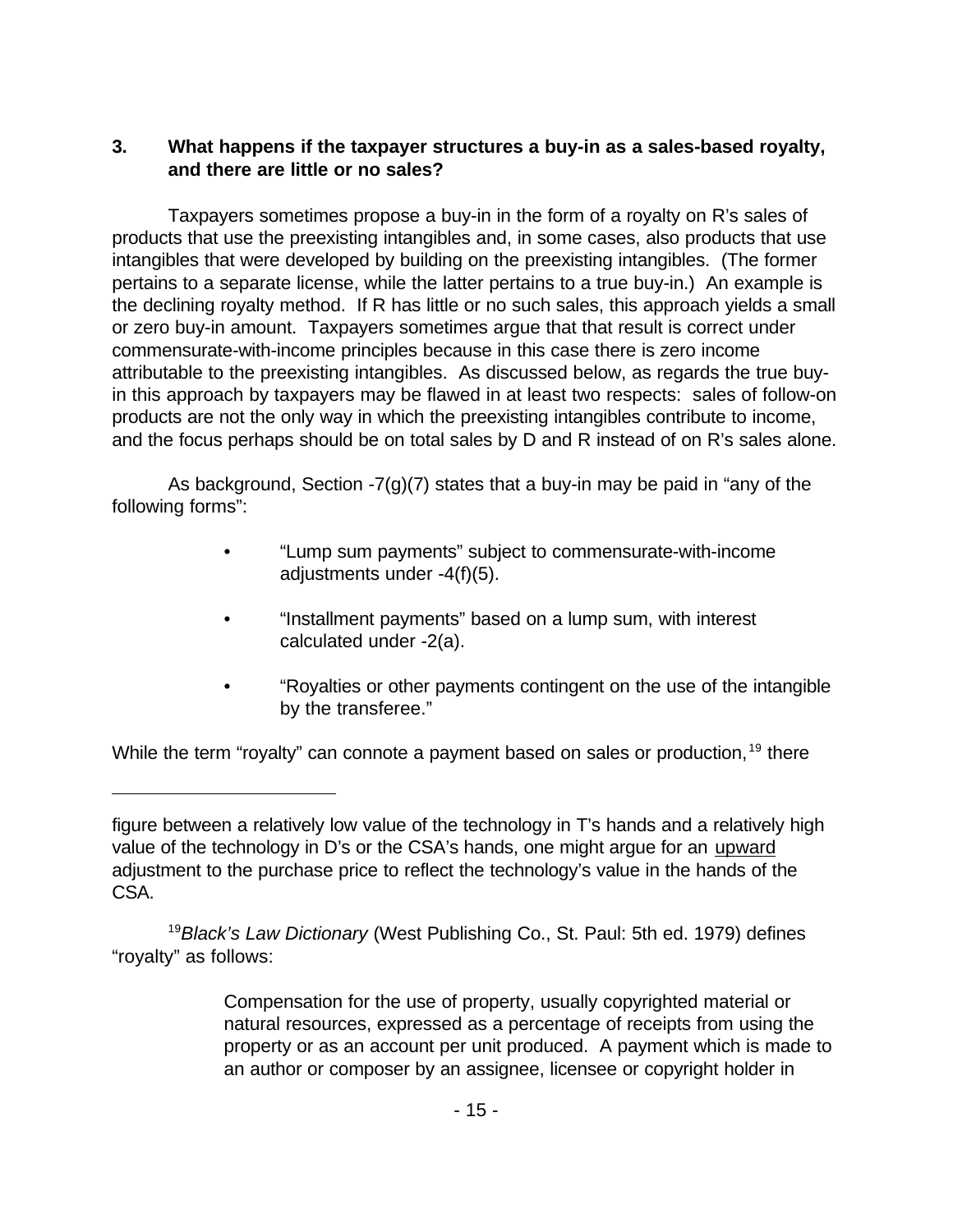### 3. What happens if the taxpayer structures a buy-in as a sales-based royalty, and there are little or no sales?

Taxpayers sometimes propose a buy-in in the form of a royalty on R's sales of products that use the preexisting intangibles and, in some cases, also products that use intangibles that were developed by building on the preexisting intangibles. (The former pertains to a separate license, while the latter pertains to a true buy-in.) An example is the declining royalty method. If R has little or no such sales, this approach yields a small or zero buy-in amount. Taxpayers sometimes argue that that result is correct under commensurate-with-income principles because in this case there is zero income attributable to the preexisting intangibles. As discussed below, as regards the true buy-in this approach by taxpayers may be flawed in at least two respects: sales of follow-on products are not the only way in which the preexisting intangibles contribute to income, and the focus perhaps should be on total sales by D and R instead of on R's sales alone.

As background, Section -7(g)(7) states that a buy-in may be paid in "any of the following forms":

- "Lump sum payments" subject to commensurate-with-income adjustments under -4(f)(5).
- "Installment payments" based on a lump sum, with interest calculated under -2(a).
- "Royalties or other payments contingent on the use of the intangible by the transferee."

While the term "royalty" can connote a payment based on sales or production,[19] there

---

figure between a relatively low value of the technology in T's hands and a relatively high value of the technology in D's or the CSA's hands, one might argue for an upward adjustment to the purchase price to reflect the technology's value in the hands of the CSA.

[19] *Black's Law Dictionary* (West Publishing Co., St. Paul: 5th ed. 1979) defines "royalty" as follows:

> Compensation for the use of property, usually copyrighted material or natural resources, expressed as a percentage of receipts from using the property or as an account per unit produced. A payment which is made to an author or composer by an assignee, licensee or copyright holder in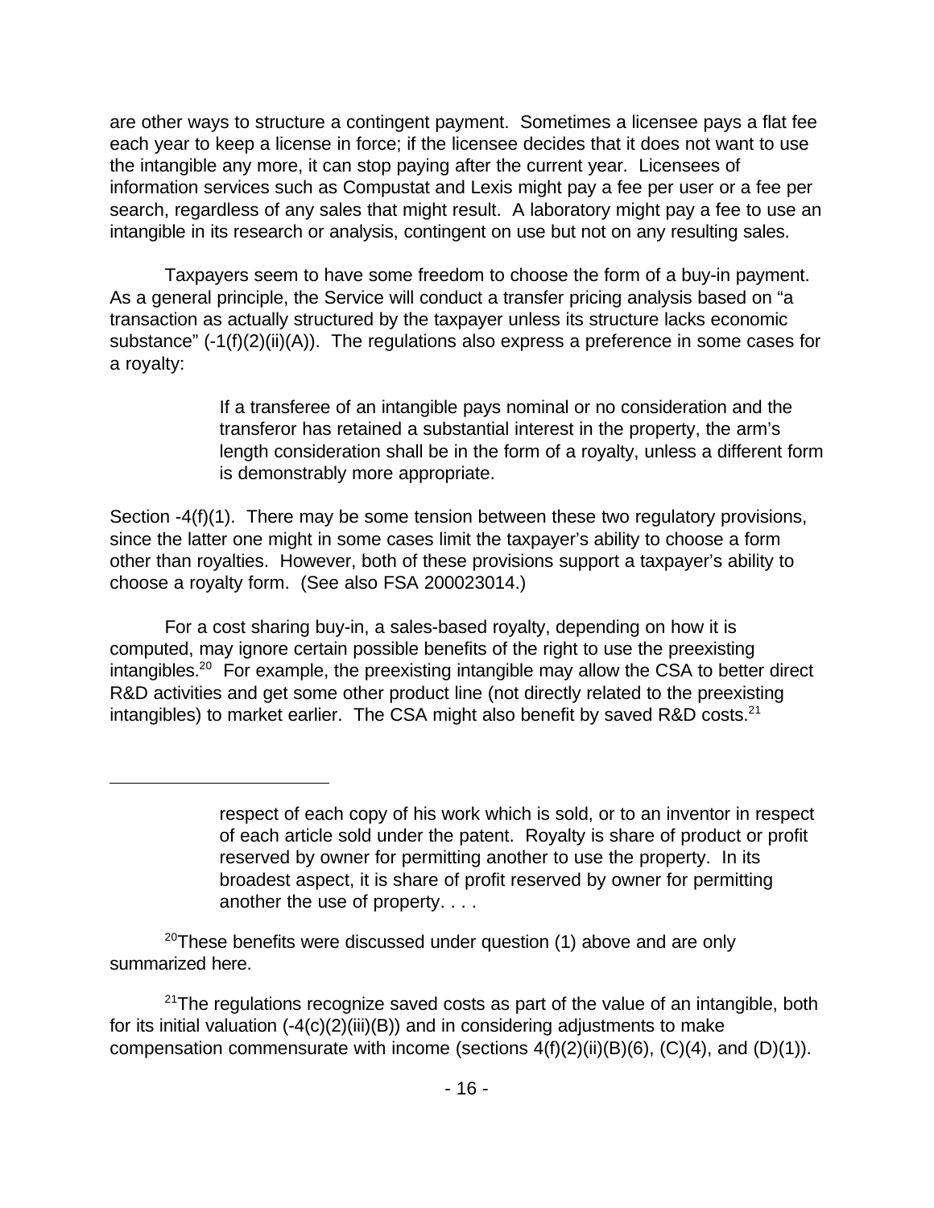are other ways to structure a contingent payment. Sometimes a licensee pays a flat fee each year to keep a license in force; if the licensee decides that it does not want to use the intangible any more, it can stop paying after the current year. Licensees of information services such as Compustat and Lexis might pay a fee per user or a fee per search, regardless of any sales that might result. A laboratory might pay a fee to use an intangible in its research or analysis, contingent on use but not on any resulting sales.

Taxpayers seem to have some freedom to choose the form of a buy-in payment. As a general principle, the Service will conduct a transfer pricing analysis based on "a transaction as actually structured by the taxpayer unless its structure lacks economic substance" (-1(f)(2)(ii)(A)). The regulations also express a preference in some cases for a royalty:

> If a transferee of an intangible pays nominal or no consideration and the transferor has retained a substantial interest in the property, the arm's length consideration shall be in the form of a royalty, unless a different form is demonstrably more appropriate.

Section -4(f)(1). There may be some tension between these two regulatory provisions, since the latter one might in some cases limit the taxpayer's ability to choose a form other than royalties. However, both of these provisions support a taxpayer's ability to choose a royalty form. (See also FSA 200023014.)

For a cost sharing buy-in, a sales-based royalty, depending on how it is computed, may ignore certain possible benefits of the right to use the preexisting intangibles.[20] For example, the preexisting intangible may allow the CSA to better direct R&D activities and get some other product line (not directly related to the preexisting intangibles) to market earlier. The CSA might also benefit by saved R&D costs.[21]

---

> respect of each copy of his work which is sold, or to an inventor in respect of each article sold under the patent. Royalty is share of product or profit reserved by owner for permitting another to use the property. In its broadest aspect, it is share of profit reserved by owner for permitting another the use of property. . . .

[20] These benefits were discussed under question (1) above and are only summarized here.

[21] The regulations recognize saved costs as part of the value of an intangible, both for its initial valuation (-4(c)(2)(iii)(B)) and in considering adjustments to make compensation commensurate with income (sections 4(f)(2)(ii)(B)(6), (C)(4), and (D)(1)).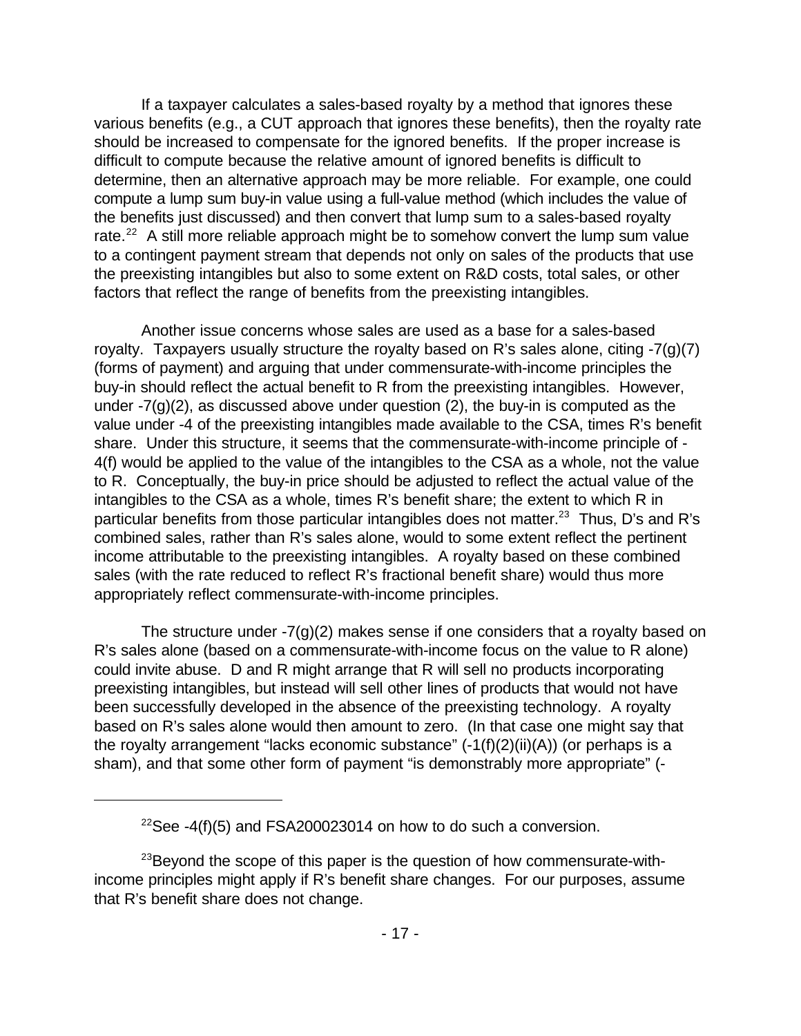If a taxpayer calculates a sales-based royalty by a method that ignores these various benefits (e.g., a CUT approach that ignores these benefits), then the royalty rate should be increased to compensate for the ignored benefits. If the proper increase is difficult to compute because the relative amount of ignored benefits is difficult to determine, then an alternative approach may be more reliable. For example, one could compute a lump sum buy-in value using a full-value method (which includes the value of the benefits just discussed) and then convert that lump sum to a sales-based royalty rate.[22] A still more reliable approach might be to somehow convert the lump sum value to a contingent payment stream that depends not only on sales of the products that use the preexisting intangibles but also to some extent on R&D costs, total sales, or other factors that reflect the range of benefits from the preexisting intangibles.

Another issue concerns whose sales are used as a base for a sales-based royalty. Taxpayers usually structure the royalty based on R's sales alone, citing -7(g)(7) (forms of payment) and arguing that under commensurate-with-income principles the buy-in should reflect the actual benefit to R from the preexisting intangibles. However, under -7(g)(2), as discussed above under question (2), the buy-in is computed as the value under -4 of the preexisting intangibles made available to the CSA, times R's benefit share. Under this structure, it seems that the commensurate-with-income principle of -4(f) would be applied to the value of the intangibles to the CSA as a whole, not the value to R. Conceptually, the buy-in price should be adjusted to reflect the actual value of the intangibles to the CSA as a whole, times R's benefit share; the extent to which R in particular benefits from those particular intangibles does not matter.[23] Thus, D's and R's combined sales, rather than R's sales alone, would to some extent reflect the pertinent income attributable to the preexisting intangibles. A royalty based on these combined sales (with the rate reduced to reflect R's fractional benefit share) would thus more appropriately reflect commensurate-with-income principles.

The structure under -7(g)(2) makes sense if one considers that a royalty based on R's sales alone (based on a commensurate-with-income focus on the value to R alone) could invite abuse. D and R might arrange that R will sell no products incorporating preexisting intangibles, but instead will sell other lines of products that would not have been successfully developed in the absence of the preexisting technology. A royalty based on R's sales alone would then amount to zero. (In that case one might say that the royalty arrangement "lacks economic substance" (-1(f)(2)(ii)(A)) (or perhaps is a sham), and that some other form of payment "is demonstrably more appropriate" (-

---

[22] See -4(f)(5) and FSA200023014 on how to do such a conversion.

[23] Beyond the scope of this paper is the question of how commensurate-with-income principles might apply if R's benefit share changes. For our purposes, assume that R's benefit share does not change.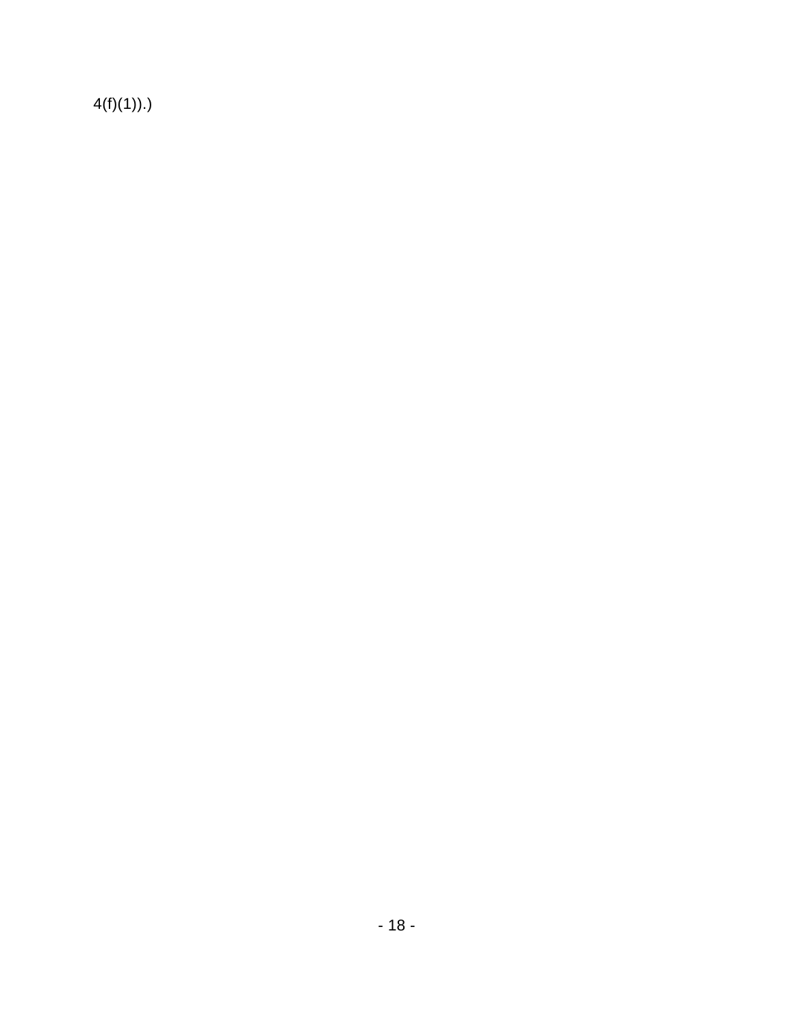4(f)(1)).)